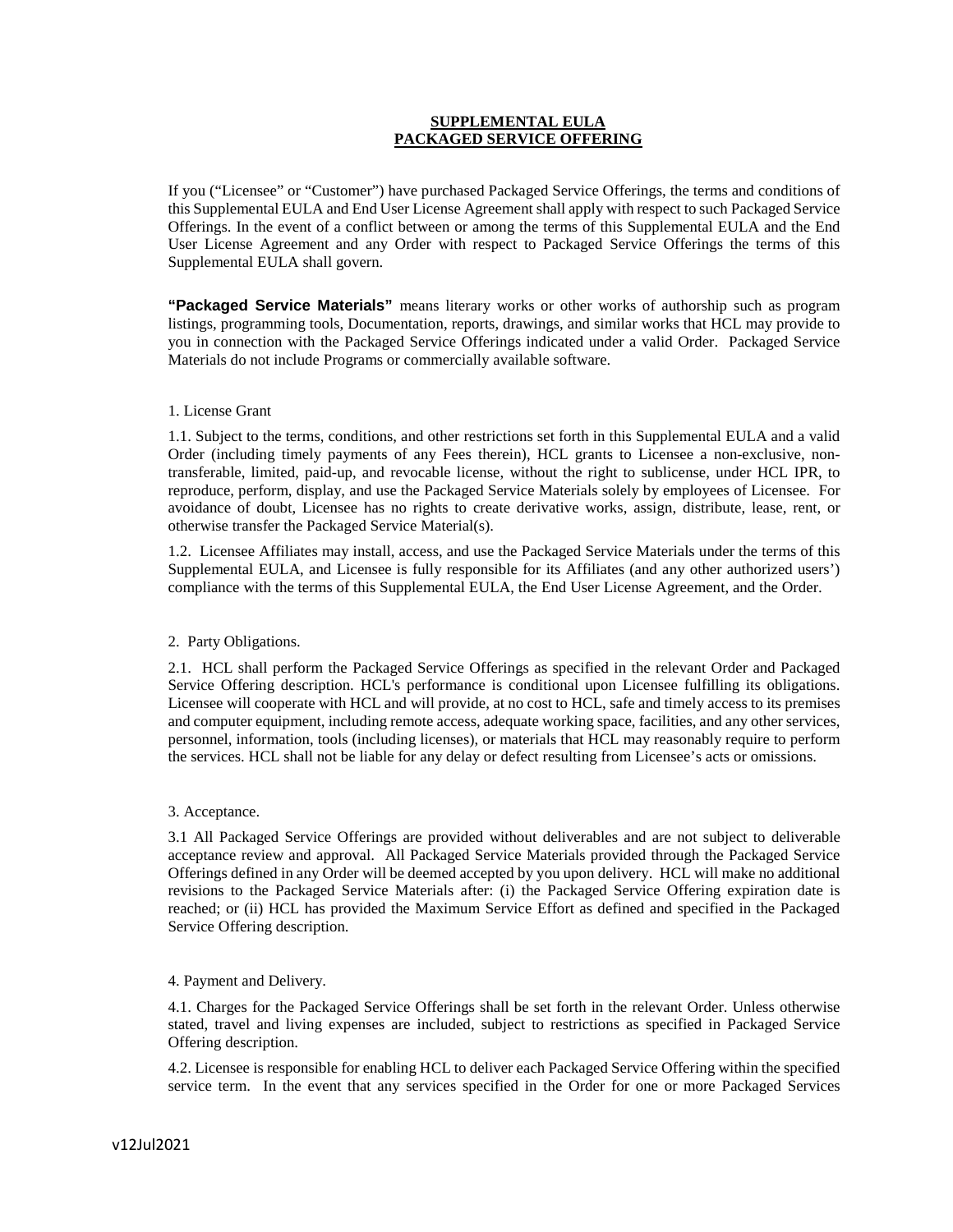# SUPPLEMENTAL EULA
# PACKAGED SERVICE OFFERING

If you ("Licensee" or "Customer") have purchased Packaged Service Offerings, the terms and conditions of this Supplemental EULA and End User License Agreement shall apply with respect to such Packaged Service Offerings. In the event of a conflict between or among the terms of this Supplemental EULA and the End User License Agreement and any Order with respect to Packaged Service Offerings the terms of this Supplemental EULA shall govern.

**"Packaged Service Materials"** means literary works or other works of authorship such as program listings, programming tools, Documentation, reports, drawings, and similar works that HCL may provide to you in connection with the Packaged Service Offerings indicated under a valid Order. Packaged Service Materials do not include Programs or commercially available software.

1. License Grant

1.1. Subject to the terms, conditions, and other restrictions set forth in this Supplemental EULA and a valid Order (including timely payments of any Fees therein), HCL grants to Licensee a non-exclusive, non-transferable, limited, paid-up, and revocable license, without the right to sublicense, under HCL IPR, to reproduce, perform, display, and use the Packaged Service Materials solely by employees of Licensee. For avoidance of doubt, Licensee has no rights to create derivative works, assign, distribute, lease, rent, or otherwise transfer the Packaged Service Material(s).

1.2. Licensee Affiliates may install, access, and use the Packaged Service Materials under the terms of this Supplemental EULA, and Licensee is fully responsible for its Affiliates (and any other authorized users') compliance with the terms of this Supplemental EULA, the End User License Agreement, and the Order.

2. Party Obligations.

2.1. HCL shall perform the Packaged Service Offerings as specified in the relevant Order and Packaged Service Offering description. HCL's performance is conditional upon Licensee fulfilling its obligations. Licensee will cooperate with HCL and will provide, at no cost to HCL, safe and timely access to its premises and computer equipment, including remote access, adequate working space, facilities, and any other services, personnel, information, tools (including licenses), or materials that HCL may reasonably require to perform the services. HCL shall not be liable for any delay or defect resulting from Licensee's acts or omissions.

3. Acceptance.

3.1 All Packaged Service Offerings are provided without deliverables and are not subject to deliverable acceptance review and approval. All Packaged Service Materials provided through the Packaged Service Offerings defined in any Order will be deemed accepted by you upon delivery. HCL will make no additional revisions to the Packaged Service Materials after: (i) the Packaged Service Offering expiration date is reached; or (ii) HCL has provided the Maximum Service Effort as defined and specified in the Packaged Service Offering description.

4. Payment and Delivery.

4.1. Charges for the Packaged Service Offerings shall be set forth in the relevant Order. Unless otherwise stated, travel and living expenses are included, subject to restrictions as specified in Packaged Service Offering description.

4.2. Licensee is responsible for enabling HCL to deliver each Packaged Service Offering within the specified service term. In the event that any services specified in the Order for one or more Packaged Services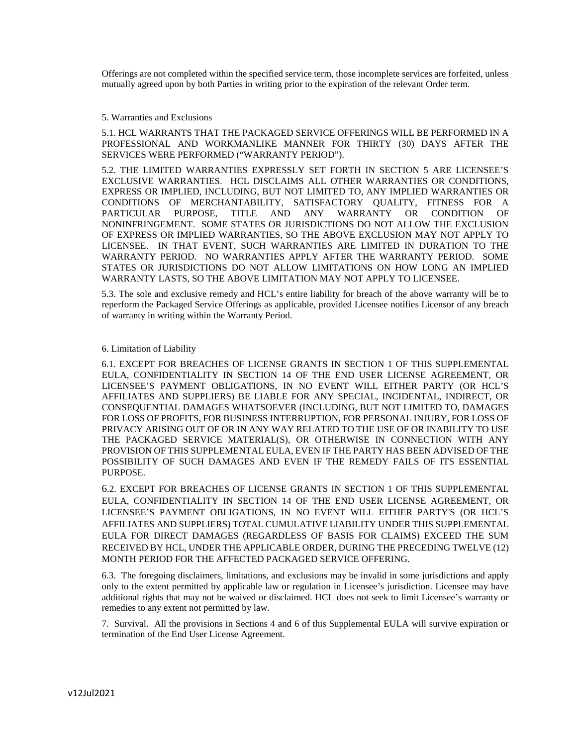Offerings are not completed within the specified service term, those incomplete services are forfeited, unless mutually agreed upon by both Parties in writing prior to the expiration of the relevant Order term.

5. Warranties and Exclusions

5.1. HCL WARRANTS THAT THE PACKAGED SERVICE OFFERINGS WILL BE PERFORMED IN A PROFESSIONAL AND WORKMANLIKE MANNER FOR THIRTY (30) DAYS AFTER THE SERVICES WERE PERFORMED ("WARRANTY PERIOD").

5.2. THE LIMITED WARRANTIES EXPRESSLY SET FORTH IN SECTION 5 ARE LICENSEE'S EXCLUSIVE WARRANTIES. HCL DISCLAIMS ALL OTHER WARRANTIES OR CONDITIONS, EXPRESS OR IMPLIED, INCLUDING, BUT NOT LIMITED TO, ANY IMPLIED WARRANTIES OR CONDITIONS OF MERCHANTABILITY, SATISFACTORY QUALITY, FITNESS FOR A PARTICULAR PURPOSE, TITLE AND ANY WARRANTY OR CONDITION OF NONINFRINGEMENT. SOME STATES OR JURISDICTIONS DO NOT ALLOW THE EXCLUSION OF EXPRESS OR IMPLIED WARRANTIES, SO THE ABOVE EXCLUSION MAY NOT APPLY TO LICENSEE. IN THAT EVENT, SUCH WARRANTIES ARE LIMITED IN DURATION TO THE WARRANTY PERIOD. NO WARRANTIES APPLY AFTER THE WARRANTY PERIOD. SOME STATES OR JURISDICTIONS DO NOT ALLOW LIMITATIONS ON HOW LONG AN IMPLIED WARRANTY LASTS, SO THE ABOVE LIMITATION MAY NOT APPLY TO LICENSEE.

5.3. The sole and exclusive remedy and HCL's entire liability for breach of the above warranty will be to reperform the Packaged Service Offerings as applicable, provided Licensee notifies Licensor of any breach of warranty in writing within the Warranty Period.

6. Limitation of Liability

6.1. EXCEPT FOR BREACHES OF LICENSE GRANTS IN SECTION 1 OF THIS SUPPLEMENTAL EULA, CONFIDENTIALITY IN SECTION 14 OF THE END USER LICENSE AGREEMENT, OR LICENSEE'S PAYMENT OBLIGATIONS, IN NO EVENT WILL EITHER PARTY (OR HCL'S AFFILIATES AND SUPPLIERS) BE LIABLE FOR ANY SPECIAL, INCIDENTAL, INDIRECT, OR CONSEQUENTIAL DAMAGES WHATSOEVER (INCLUDING, BUT NOT LIMITED TO, DAMAGES FOR LOSS OF PROFITS, FOR BUSINESS INTERRUPTION, FOR PERSONAL INJURY, FOR LOSS OF PRIVACY ARISING OUT OF OR IN ANY WAY RELATED TO THE USE OF OR INABILITY TO USE THE PACKAGED SERVICE MATERIAL(S), OR OTHERWISE IN CONNECTION WITH ANY PROVISION OF THIS SUPPLEMENTAL EULA, EVEN IF THE PARTY HAS BEEN ADVISED OF THE POSSIBILITY OF SUCH DAMAGES AND EVEN IF THE REMEDY FAILS OF ITS ESSENTIAL PURPOSE.

6.2. EXCEPT FOR BREACHES OF LICENSE GRANTS IN SECTION 1 OF THIS SUPPLEMENTAL EULA, CONFIDENTIALITY IN SECTION 14 OF THE END USER LICENSE AGREEMENT, OR LICENSEE'S PAYMENT OBLIGATIONS, IN NO EVENT WILL EITHER PARTY'S (OR HCL'S AFFILIATES AND SUPPLIERS) TOTAL CUMULATIVE LIABILITY UNDER THIS SUPPLEMENTAL EULA FOR DIRECT DAMAGES (REGARDLESS OF BASIS FOR CLAIMS) EXCEED THE SUM RECEIVED BY HCL, UNDER THE APPLICABLE ORDER, DURING THE PRECEDING TWELVE (12) MONTH PERIOD FOR THE AFFECTED PACKAGED SERVICE OFFERING.

6.3. The foregoing disclaimers, limitations, and exclusions may be invalid in some jurisdictions and apply only to the extent permitted by applicable law or regulation in Licensee's jurisdiction. Licensee may have additional rights that may not be waived or disclaimed. HCL does not seek to limit Licensee's warranty or remedies to any extent not permitted by law.

7. Survival. All the provisions in Sections 4 and 6 of this Supplemental EULA will survive expiration or termination of the End User License Agreement.

v12Jul2021